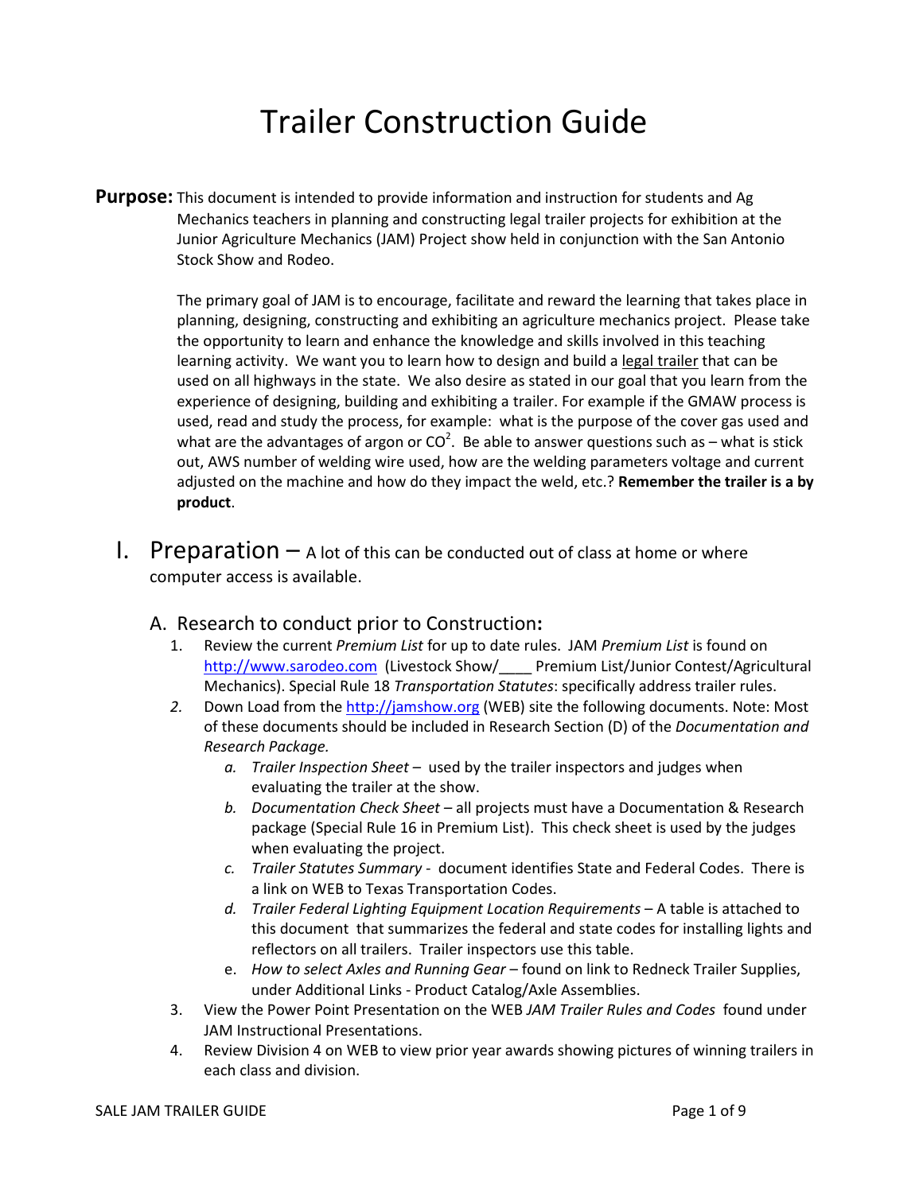# Trailer Construction Guide

**Purpose:** This document is intended to provide information and instruction for students and Ag Mechanics teachers in planning and constructing legal trailer projects for exhibition at the Junior Agriculture Mechanics (JAM) Project show held in conjunction with the San Antonio Stock Show and Rodeo.

The primary goal of JAM is to encourage, facilitate and reward the learning that takes place in planning, designing, constructing and exhibiting an agriculture mechanics project. Please take the opportunity to learn and enhance the knowledge and skills involved in this teaching learning activity. We want you to learn how to design and build a legal trailer that can be used on all highways in the state. We also desire as stated in our goal that you learn from the experience of designing, building and exhibiting a trailer. For example if the GMAW process is used, read and study the process, for example: what is the purpose of the cover gas used and what are the advantages of argon or $CO^2$. Be able to answer questions such as – what is stick out, AWS number of welding wire used, how are the welding parameters voltage and current adjusted on the machine and how do they impact the weld, etc.? **Remember the trailer is a by product**.

## I. Preparation – A lot of this can be conducted out of class at home or where computer access is available.

### A. Research to conduct prior to Construction:

1. Review the current *Premium List* for up to date rules. JAM *Premium List* is found on http://www.sarodeo.com (Livestock Show/____ Premium List/Junior Contest/Agricultural Mechanics). Special Rule 18 *Transportation Statutes*: specifically address trailer rules.
2. Down Load from the http://jamshow.org (WEB) site the following documents. Note: Most of these documents should be included in Research Section (D) of the *Documentation and Research Package.*
   a. *Trailer Inspection Sheet* – used by the trailer inspectors and judges when evaluating the trailer at the show.
   b. *Documentation Check Sheet* – all projects must have a Documentation & Research package (Special Rule 16 in Premium List). This check sheet is used by the judges when evaluating the project.
   c. *Trailer Statutes Summary* - document identifies State and Federal Codes. There is a link on WEB to Texas Transportation Codes.
   d. *Trailer Federal Lighting Equipment Location Requirements* – A table is attached to this document that summarizes the federal and state codes for installing lights and reflectors on all trailers. Trailer inspectors use this table.
   e. *How to select Axles and Running Gear* – found on link to Redneck Trailer Supplies, under Additional Links - Product Catalog/Axle Assemblies.
3. View the Power Point Presentation on the WEB *JAM Trailer Rules and Codes* found under JAM Instructional Presentations.
4. Review Division 4 on WEB to view prior year awards showing pictures of winning trailers in each class and division.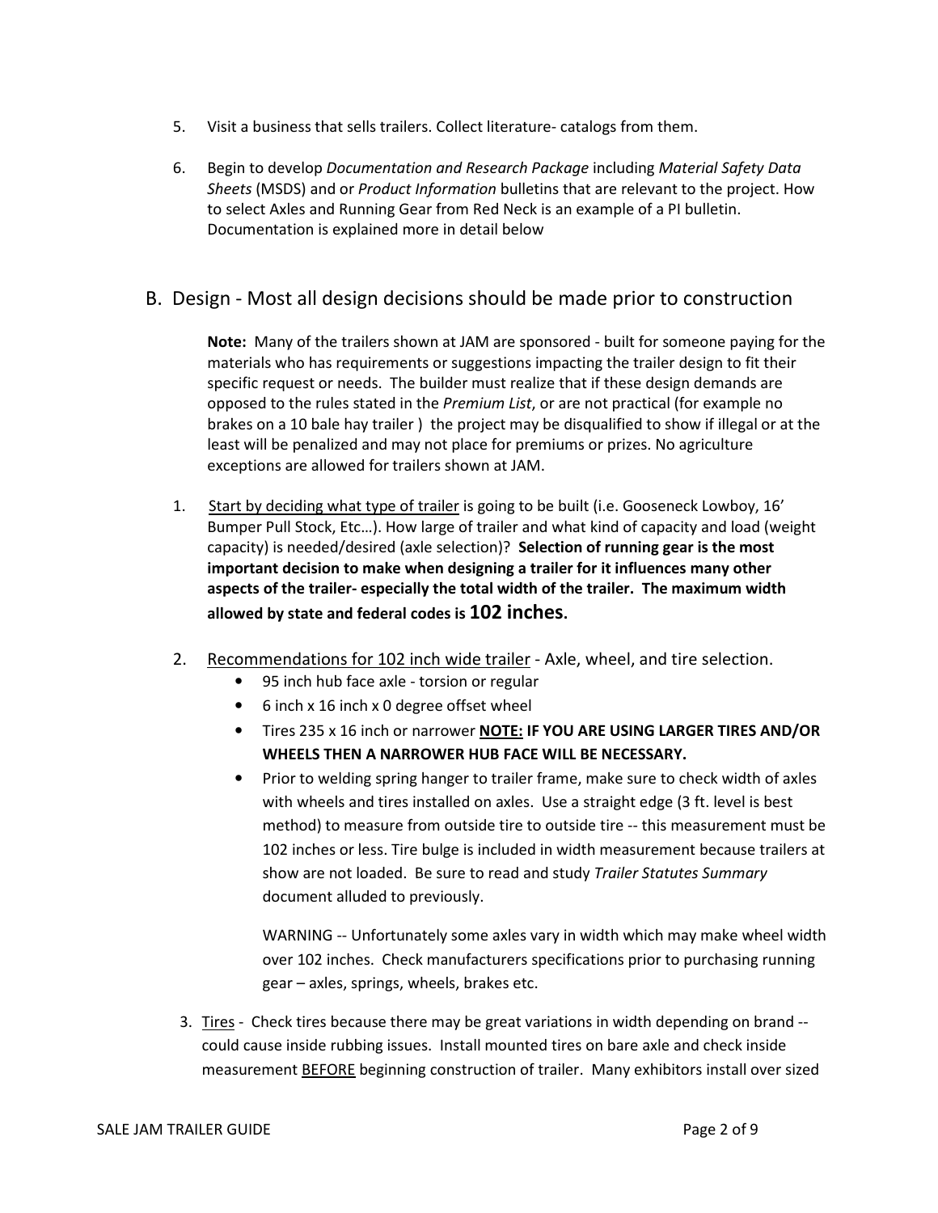5. Visit a business that sells trailers. Collect literature- catalogs from them.

6. Begin to develop *Documentation and Research Package* including *Material Safety Data Sheets* (MSDS) and or *Product Information* bulletins that are relevant to the project. How to select Axles and Running Gear from Red Neck is an example of a PI bulletin. Documentation is explained more in detail below

## B. Design - Most all design decisions should be made prior to construction

**Note:** Many of the trailers shown at JAM are sponsored - built for someone paying for the materials who has requirements or suggestions impacting the trailer design to fit their specific request or needs. The builder must realize that if these design demands are opposed to the rules stated in the *Premium List*, or are not practical (for example no brakes on a 10 bale hay trailer ) the project may be disqualified to show if illegal or at the least will be penalized and may not place for premiums or prizes. No agriculture exceptions are allowed for trailers shown at JAM.

1. Start by deciding what type of trailer is going to be built (i.e. Gooseneck Lowboy, 16' Bumper Pull Stock, Etc…). How large of trailer and what kind of capacity and load (weight capacity) is needed/desired (axle selection)? **Selection of running gear is the most important decision to make when designing a trailer for it influences many other aspects of the trailer- especially the total width of the trailer. The maximum width allowed by state and federal codes is 102 inches.**

2. Recommendations for 102 inch wide trailer - Axle, wheel, and tire selection.
   - 95 inch hub face axle - torsion or regular
   - 6 inch x 16 inch x 0 degree offset wheel
   - Tires 235 x 16 inch or narrower **NOTE: IF YOU ARE USING LARGER TIRES AND/OR WHEELS THEN A NARROWER HUB FACE WILL BE NECESSARY.**
   - Prior to welding spring hanger to trailer frame, make sure to check width of axles with wheels and tires installed on axles. Use a straight edge (3 ft. level is best method) to measure from outside tire to outside tire -- this measurement must be 102 inches or less. Tire bulge is included in width measurement because trailers at show are not loaded. Be sure to read and study *Trailer Statutes Summary* document alluded to previously.

     WARNING -- Unfortunately some axles vary in width which may make wheel width over 102 inches. Check manufacturers specifications prior to purchasing running gear – axles, springs, wheels, brakes etc.

3. Tires - Check tires because there may be great variations in width depending on brand -- could cause inside rubbing issues. Install mounted tires on bare axle and check inside measurement BEFORE beginning construction of trailer. Many exhibitors install over sized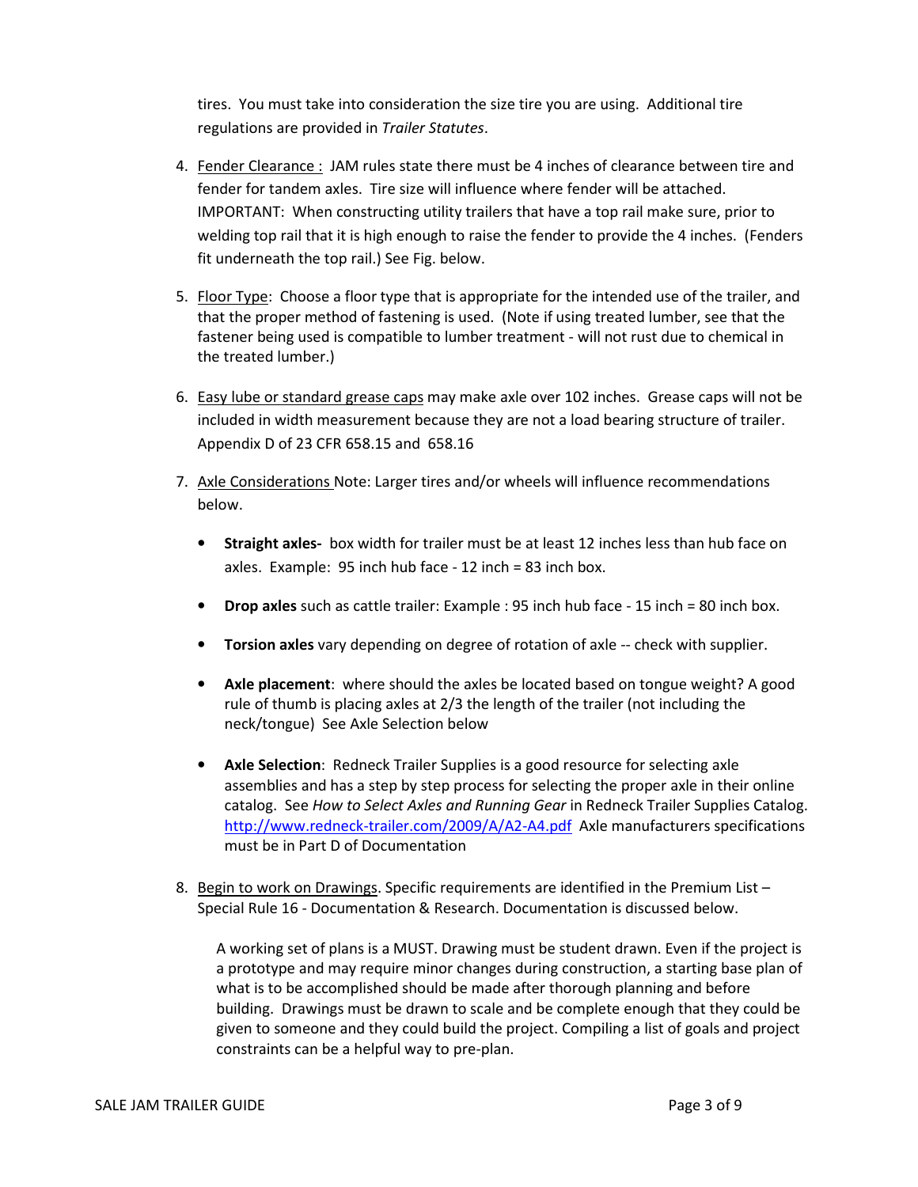tires. You must take into consideration the size tire you are using. Additional tire regulations are provided in *Trailer Statutes*.

4. Fender Clearance : JAM rules state there must be 4 inches of clearance between tire and fender for tandem axles. Tire size will influence where fender will be attached. IMPORTANT: When constructing utility trailers that have a top rail make sure, prior to welding top rail that it is high enough to raise the fender to provide the 4 inches. (Fenders fit underneath the top rail.) See Fig. below.

5. Floor Type: Choose a floor type that is appropriate for the intended use of the trailer, and that the proper method of fastening is used. (Note if using treated lumber, see that the fastener being used is compatible to lumber treatment - will not rust due to chemical in the treated lumber.)

6. Easy lube or standard grease caps may make axle over 102 inches. Grease caps will not be included in width measurement because they are not a load bearing structure of trailer. Appendix D of 23 CFR 658.15 and 658.16

7. Axle Considerations Note: Larger tires and/or wheels will influence recommendations below.

   - **Straight axles-** box width for trailer must be at least 12 inches less than hub face on axles. Example: 95 inch hub face - 12 inch = 83 inch box.
   - **Drop axles** such as cattle trailer: Example : 95 inch hub face - 15 inch = 80 inch box.
   - **Torsion axles** vary depending on degree of rotation of axle -- check with supplier.
   - **Axle placement**: where should the axles be located based on tongue weight? A good rule of thumb is placing axles at 2/3 the length of the trailer (not including the neck/tongue) See Axle Selection below
   - **Axle Selection**: Redneck Trailer Supplies is a good resource for selecting axle assemblies and has a step by step process for selecting the proper axle in their online catalog. See *How to Select Axles and Running Gear* in Redneck Trailer Supplies Catalog. http://www.redneck-trailer.com/2009/A/A2-A4.pdf Axle manufacturers specifications must be in Part D of Documentation

8. Begin to work on Drawings. Specific requirements are identified in the Premium List – Special Rule 16 - Documentation & Research. Documentation is discussed below.

   A working set of plans is a MUST. Drawing must be student drawn. Even if the project is a prototype and may require minor changes during construction, a starting base plan of what is to be accomplished should be made after thorough planning and before building. Drawings must be drawn to scale and be complete enough that they could be given to someone and they could build the project. Compiling a list of goals and project constraints can be a helpful way to pre-plan.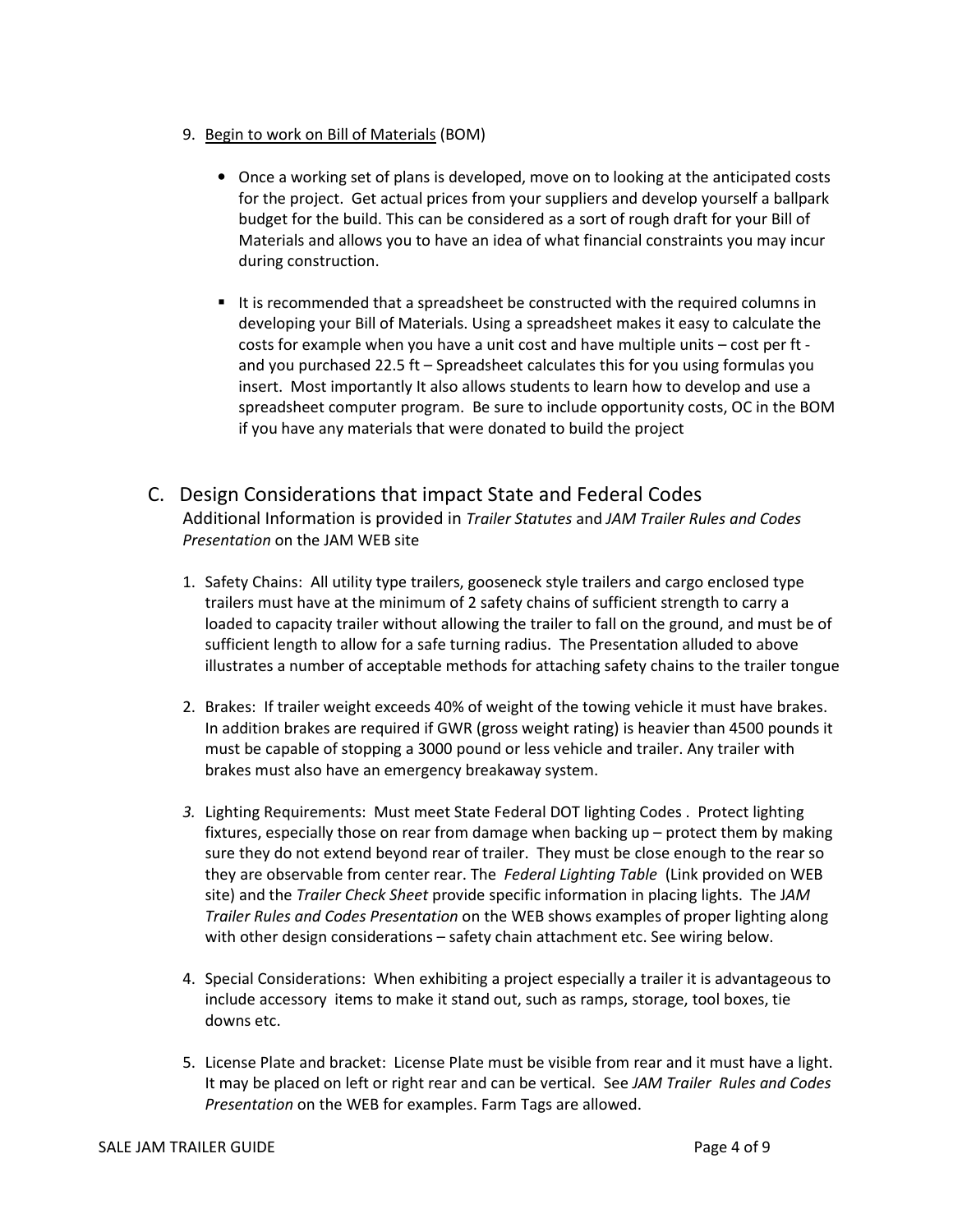9. Begin to work on Bill of Materials (BOM)

    - Once a working set of plans is developed, move on to looking at the anticipated costs for the project. Get actual prices from your suppliers and develop yourself a ballpark budget for the build. This can be considered as a sort of rough draft for your Bill of Materials and allows you to have an idea of what financial constraints you may incur during construction.

    - It is recommended that a spreadsheet be constructed with the required columns in developing your Bill of Materials. Using a spreadsheet makes it easy to calculate the costs for example when you have a unit cost and have multiple units – cost per ft - and you purchased 22.5 ft – Spreadsheet calculates this for you using formulas you insert. Most importantly It also allows students to learn how to develop and use a spreadsheet computer program. Be sure to include opportunity costs, OC in the BOM if you have any materials that were donated to build the project

## C. Design Considerations that impact State and Federal Codes

Additional Information is provided in *Trailer Statutes* and *JAM Trailer Rules and Codes Presentation* on the JAM WEB site

1. Safety Chains: All utility type trailers, gooseneck style trailers and cargo enclosed type trailers must have at the minimum of 2 safety chains of sufficient strength to carry a loaded to capacity trailer without allowing the trailer to fall on the ground, and must be of sufficient length to allow for a safe turning radius. The Presentation alluded to above illustrates a number of acceptable methods for attaching safety chains to the trailer tongue

2. Brakes: If trailer weight exceeds 40% of weight of the towing vehicle it must have brakes. In addition brakes are required if GWR (gross weight rating) is heavier than 4500 pounds it must be capable of stopping a 3000 pound or less vehicle and trailer. Any trailer with brakes must also have an emergency breakaway system.

3. Lighting Requirements: Must meet State Federal DOT lighting Codes . Protect lighting fixtures, especially those on rear from damage when backing up – protect them by making sure they do not extend beyond rear of trailer. They must be close enough to the rear so they are observable from center rear. The *Federal Lighting Table* (Link provided on WEB site) and the *Trailer Check Sheet* provide specific information in placing lights. The *JAM Trailer Rules and Codes Presentation* on the WEB shows examples of proper lighting along with other design considerations – safety chain attachment etc. See wiring below.

4. Special Considerations: When exhibiting a project especially a trailer it is advantageous to include accessory items to make it stand out, such as ramps, storage, tool boxes, tie downs etc.

5. License Plate and bracket: License Plate must be visible from rear and it must have a light. It may be placed on left or right rear and can be vertical. See *JAM Trailer Rules and Codes Presentation* on the WEB for examples. Farm Tags are allowed.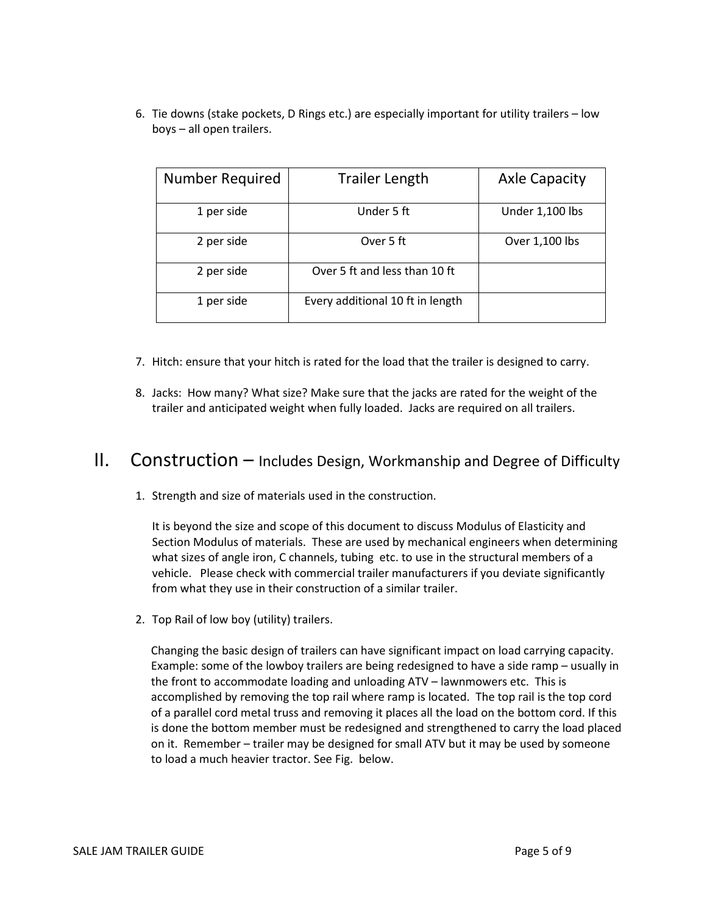6. Tie downs (stake pockets, D Rings etc.) are especially important for utility trailers – low boys – all open trailers.

| Number Required | Trailer Length | Axle Capacity |
|---|---|---|
| 1 per side | Under 5 ft | Under 1,100 lbs |
| 2 per side | Over 5 ft | Over 1,100 lbs |
| 2 per side | Over 5 ft and less than 10 ft | |
| 1 per side | Every additional 10 ft in length | |

7. Hitch: ensure that your hitch is rated for the load that the trailer is designed to carry.

8. Jacks: How many? What size? Make sure that the jacks are rated for the weight of the trailer and anticipated weight when fully loaded. Jacks are required on all trailers.

## II. Construction – Includes Design, Workmanship and Degree of Difficulty

1. Strength and size of materials used in the construction.

   It is beyond the size and scope of this document to discuss Modulus of Elasticity and Section Modulus of materials. These are used by mechanical engineers when determining what sizes of angle iron, C channels, tubing etc. to use in the structural members of a vehicle. Please check with commercial trailer manufacturers if you deviate significantly from what they use in their construction of a similar trailer.

2. Top Rail of low boy (utility) trailers.

   Changing the basic design of trailers can have significant impact on load carrying capacity. Example: some of the lowboy trailers are being redesigned to have a side ramp – usually in the front to accommodate loading and unloading ATV – lawnmowers etc. This is accomplished by removing the top rail where ramp is located. The top rail is the top cord of a parallel cord metal truss and removing it places all the load on the bottom cord. If this is done the bottom member must be redesigned and strengthened to carry the load placed on it. Remember – trailer may be designed for small ATV but it may be used by someone to load a much heavier tractor. See Fig. below.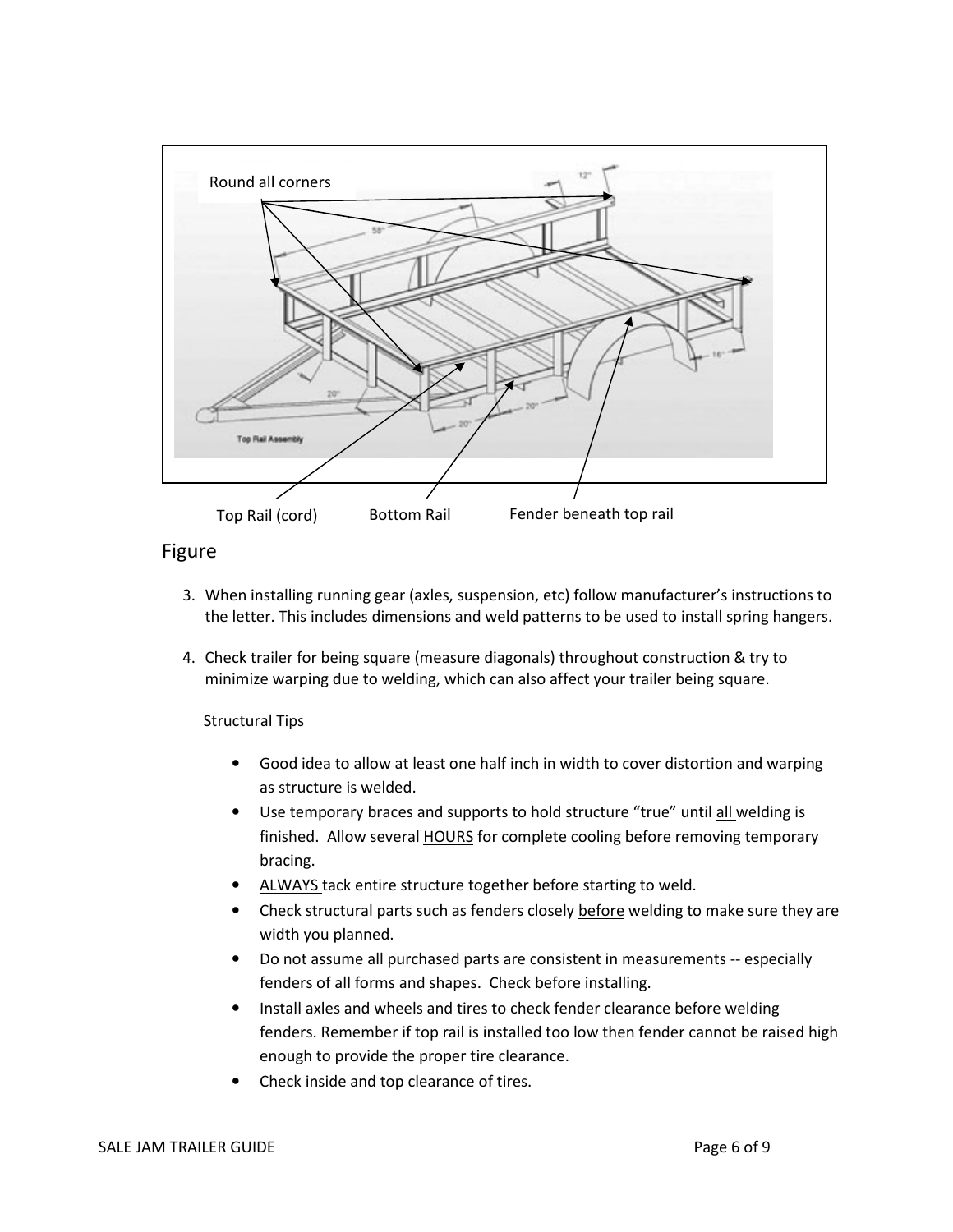Round all corners

Top Rail (cord) Bottom Rail Fender beneath top rail

Figure

3. When installing running gear (axles, suspension, etc) follow manufacturer's instructions to the letter. This includes dimensions and weld patterns to be used to install spring hangers.

4. Check trailer for being square (measure diagonals) throughout construction & try to minimize warping due to welding, which can also affect your trailer being square.

Structural Tips

- Good idea to allow at least one half inch in width to cover distortion and warping as structure is welded.
- Use temporary braces and supports to hold structure "true" until all welding is finished. Allow several HOURS for complete cooling before removing temporary bracing.
- ALWAYS tack entire structure together before starting to weld.
- Check structural parts such as fenders closely before welding to make sure they are width you planned.
- Do not assume all purchased parts are consistent in measurements -- especially fenders of all forms and shapes. Check before installing.
- Install axles and wheels and tires to check fender clearance before welding fenders. Remember if top rail is installed too low then fender cannot be raised high enough to provide the proper tire clearance.
- Check inside and top clearance of tires.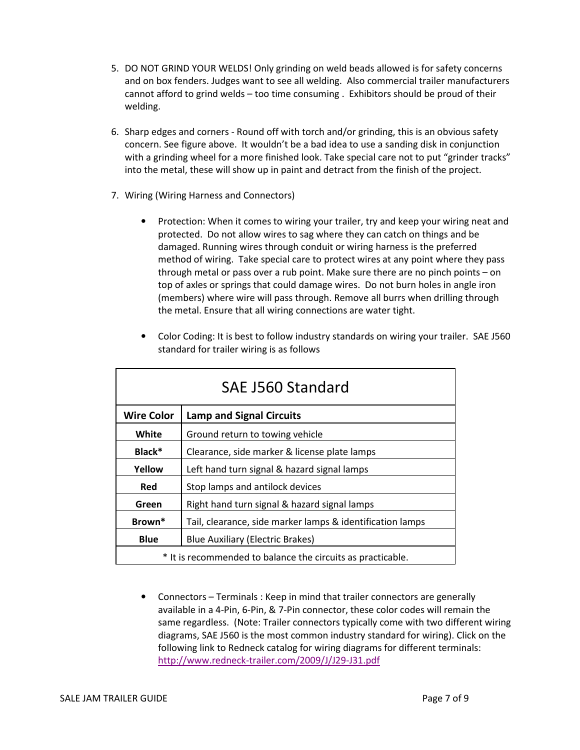5. DO NOT GRIND YOUR WELDS! Only grinding on weld beads allowed is for safety concerns and on box fenders. Judges want to see all welding. Also commercial trailer manufacturers cannot afford to grind welds – too time consuming . Exhibitors should be proud of their welding.

6. Sharp edges and corners - Round off with torch and/or grinding, this is an obvious safety concern. See figure above. It wouldn't be a bad idea to use a sanding disk in conjunction with a grinding wheel for a more finished look. Take special care not to put "grinder tracks" into the metal, these will show up in paint and detract from the finish of the project.

7. Wiring (Wiring Harness and Connectors)

    - Protection: When it comes to wiring your trailer, try and keep your wiring neat and protected. Do not allow wires to sag where they can catch on things and be damaged. Running wires through conduit or wiring harness is the preferred method of wiring. Take special care to protect wires at any point where they pass through metal or pass over a rub point. Make sure there are no pinch points – on top of axles or springs that could damage wires. Do not burn holes in angle iron (members) where wire will pass through. Remove all burrs when drilling through the metal. Ensure that all wiring connections are water tight.

    - Color Coding: It is best to follow industry standards on wiring your trailer. SAE J560 standard for trailer wiring is as follows

| SAE J560 Standard | |
|---|---|
| **Wire Color** | **Lamp and Signal Circuits** |
| **White** | Ground return to towing vehicle |
| **Black*** | Clearance, side marker & license plate lamps |
| **Yellow** | Left hand turn signal & hazard signal lamps |
| **Red** | Stop lamps and antilock devices |
| **Green** | Right hand turn signal & hazard signal lamps |
| **Brown*** | Tail, clearance, side marker lamps & identification lamps |
| **Blue** | Blue Auxiliary (Electric Brakes) |
| * It is recommended to balance the circuits as practicable. | |

    - Connectors – Terminals : Keep in mind that trailer connectors are generally available in a 4-Pin, 6-Pin, & 7-Pin connector, these color codes will remain the same regardless. (Note: Trailer connectors typically come with two different wiring diagrams, SAE J560 is the most common industry standard for wiring). Click on the following link to Redneck catalog for wiring diagrams for different terminals: http://www.redneck-trailer.com/2009/J/J29-J31.pdf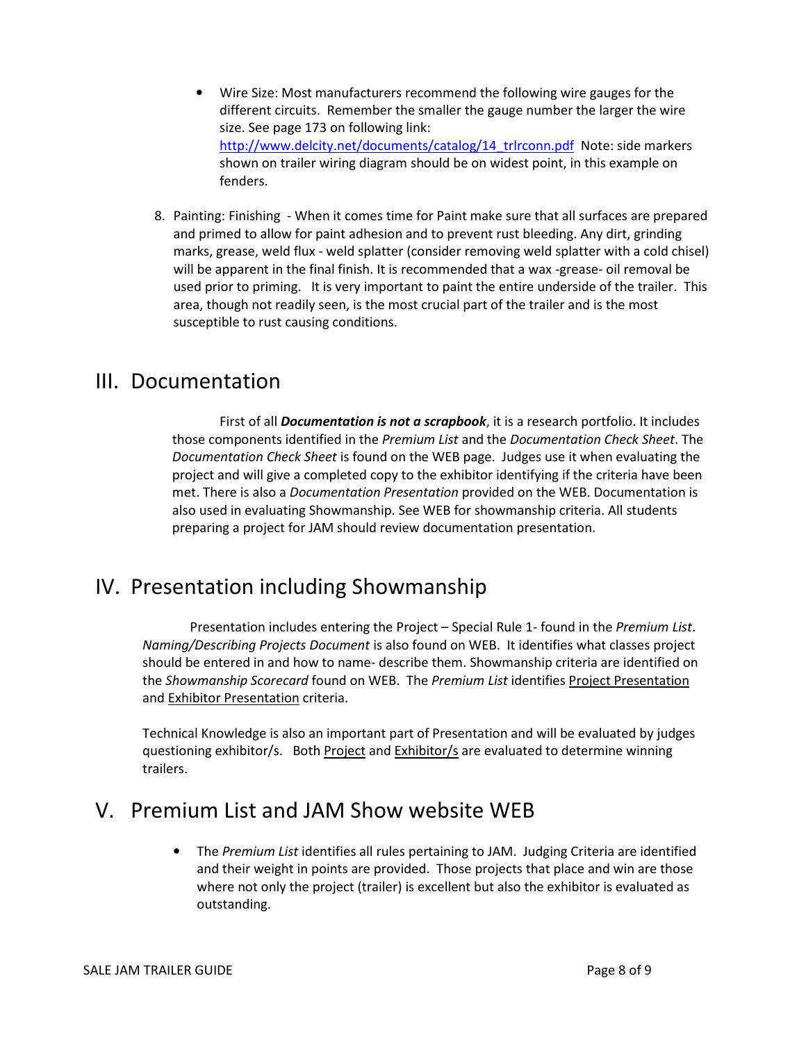- Wire Size: Most manufacturers recommend the following wire gauges for the different circuits. Remember the smaller the gauge number the larger the wire size. See page 173 on following link: [http://www.delcity.net/documents/catalog/14_trlrconn.pdf](http://www.delcity.net/documents/catalog/14_trlrconn.pdf) Note: side markers shown on trailer wiring diagram should be on widest point, in this example on fenders.

8. Painting: Finishing - When it comes time for Paint make sure that all surfaces are prepared and primed to allow for paint adhesion and to prevent rust bleeding. Any dirt, grinding marks, grease, weld flux - weld splatter (consider removing weld splatter with a cold chisel) will be apparent in the final finish. It is recommended that a wax -grease- oil removal be used prior to priming. It is very important to paint the entire underside of the trailer. This area, though not readily seen, is the most crucial part of the trailer and is the most susceptible to rust causing conditions.

# III. Documentation

First of all ***Documentation is not a scrapbook***, it is a research portfolio. It includes those components identified in the *Premium List* and the *Documentation Check Sheet*. The *Documentation Check Sheet* is found on the WEB page. Judges use it when evaluating the project and will give a completed copy to the exhibitor identifying if the criteria have been met. There is also a *Documentation Presentation* provided on the WEB. Documentation is also used in evaluating Showmanship. See WEB for showmanship criteria. All students preparing a project for JAM should review documentation presentation.

# IV. Presentation including Showmanship

Presentation includes entering the Project – Special Rule 1- found in the *Premium List*. *Naming/Describing Projects Document* is also found on WEB. It identifies what classes project should be entered in and how to name- describe them. Showmanship criteria are identified on the *Showmanship Scorecard* found on WEB. The *Premium List* identifies Project Presentation and Exhibitor Presentation criteria.

Technical Knowledge is also an important part of Presentation and will be evaluated by judges questioning exhibitor/s. Both Project and Exhibitor/s are evaluated to determine winning trailers.

# V. Premium List and JAM Show website WEB

- The *Premium List* identifies all rules pertaining to JAM. Judging Criteria are identified and their weight in points are provided. Those projects that place and win are those where not only the project (trailer) is excellent but also the exhibitor is evaluated as outstanding.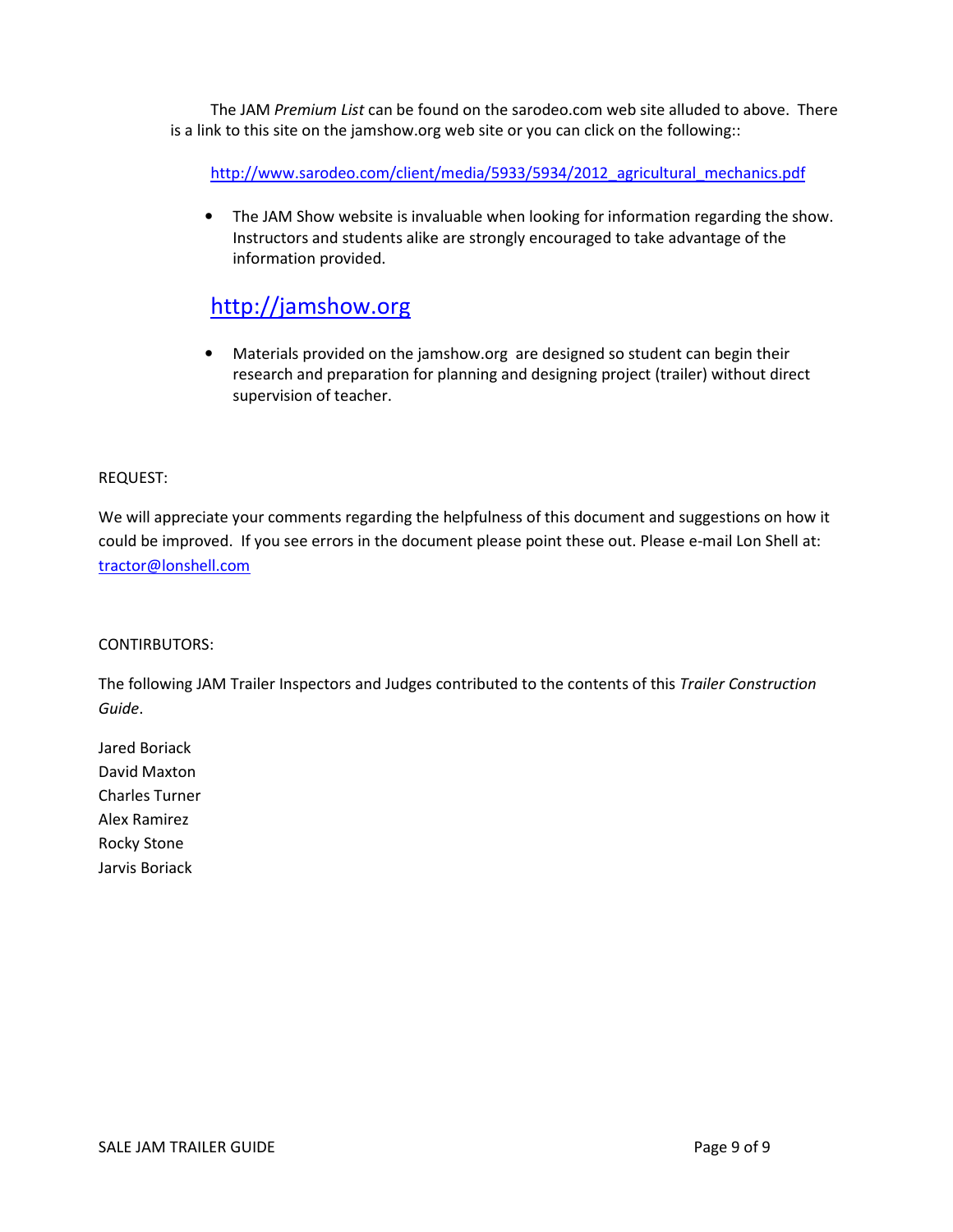The JAM *Premium List* can be found on the sarodeo.com web site alluded to above. There is a link to this site on the jamshow.org web site or you can click on the following::

http://www.sarodeo.com/client/media/5933/5934/2012_agricultural_mechanics.pdf

- The JAM Show website is invaluable when looking for information regarding the show. Instructors and students alike are strongly encouraged to take advantage of the information provided.

## http://jamshow.org

- Materials provided on the jamshow.org are designed so student can begin their research and preparation for planning and designing project (trailer) without direct supervision of teacher.

REQUEST:

We will appreciate your comments regarding the helpfulness of this document and suggestions on how it could be improved. If you see errors in the document please point these out. Please e-mail Lon Shell at: tractor@lonshell.com

CONTIRBUTORS:

The following JAM Trailer Inspectors and Judges contributed to the contents of this *Trailer Construction Guide*.

Jared Boriack
David Maxton
Charles Turner
Alex Ramirez
Rocky Stone
Jarvis Boriack